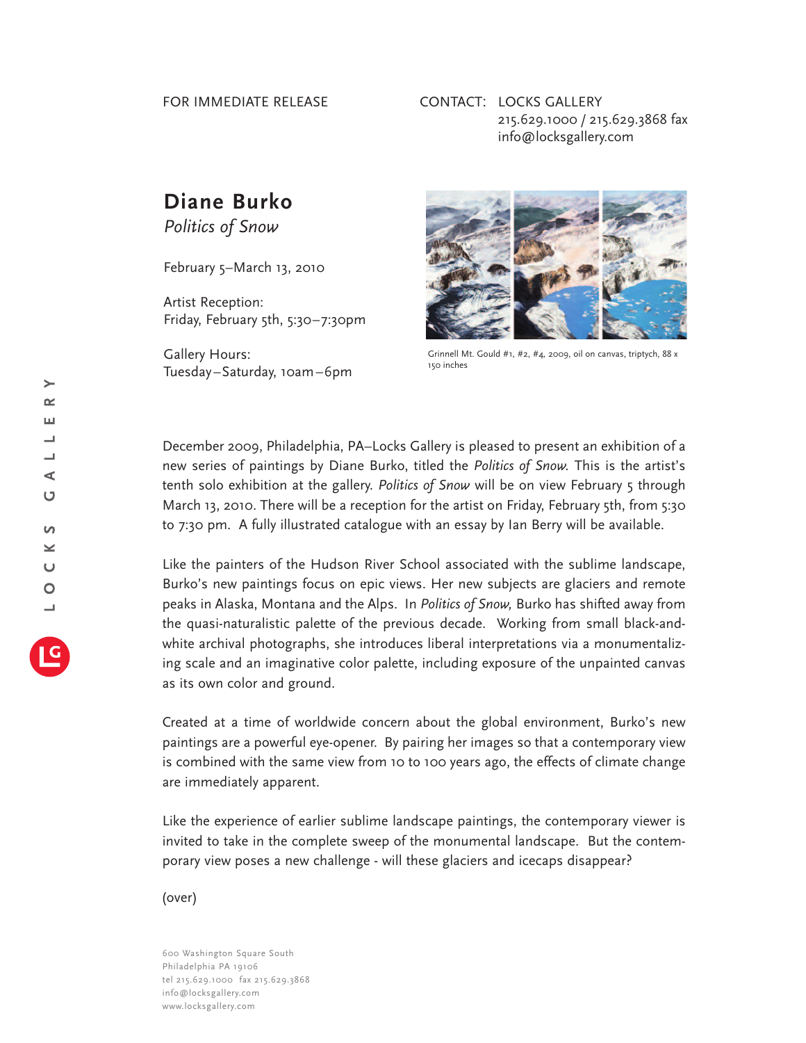FOR IMMEDIATE RELEASE

CONTACT: LOCKS GALLERY
215.629.1000 / 215.629.3868 fax
info@locksgallery.com

# Diane Burko

*Politics of Snow*

February 5–March 13, 2010

Artist Reception:
Friday, February 5th, 5:30–7:30pm

Gallery Hours:
Tuesday–Saturday, 10am–6pm

Grinnell Mt. Gould #1, #2, #4, 2009, oil on canvas, triptych, 88 x 150 inches

December 2009, Philadelphia, PA–Locks Gallery is pleased to present an exhibition of a new series of paintings by Diane Burko, titled the *Politics of Snow.* This is the artist's tenth solo exhibition at the gallery. *Politics of Snow* will be on view February 5 through March 13, 2010. There will be a reception for the artist on Friday, February 5th, from 5:30 to 7:30 pm. A fully illustrated catalogue with an essay by Ian Berry will be available.

Like the painters of the Hudson River School associated with the sublime landscape, Burko's new paintings focus on epic views. Her new subjects are glaciers and remote peaks in Alaska, Montana and the Alps. In *Politics of Snow,* Burko has shifted away from the quasi-naturalistic palette of the previous decade. Working from small black-and-white archival photographs, she introduces liberal interpretations via a monumentalizing scale and an imaginative color palette, including exposure of the unpainted canvas as its own color and ground.

Created at a time of worldwide concern about the global environment, Burko's new paintings are a powerful eye-opener. By pairing her images so that a contemporary view is combined with the same view from 10 to 100 years ago, the effects of climate change are immediately apparent.

Like the experience of earlier sublime landscape paintings, the contemporary viewer is invited to take in the complete sweep of the monumental landscape. But the contemporary view poses a new challenge - will these glaciers and icecaps disappear?

(over)

600 Washington Square South
Philadelphia PA 19106
tel 215.629.1000 fax 215.629.3868
info@locksgallery.com
www.locksgallery.com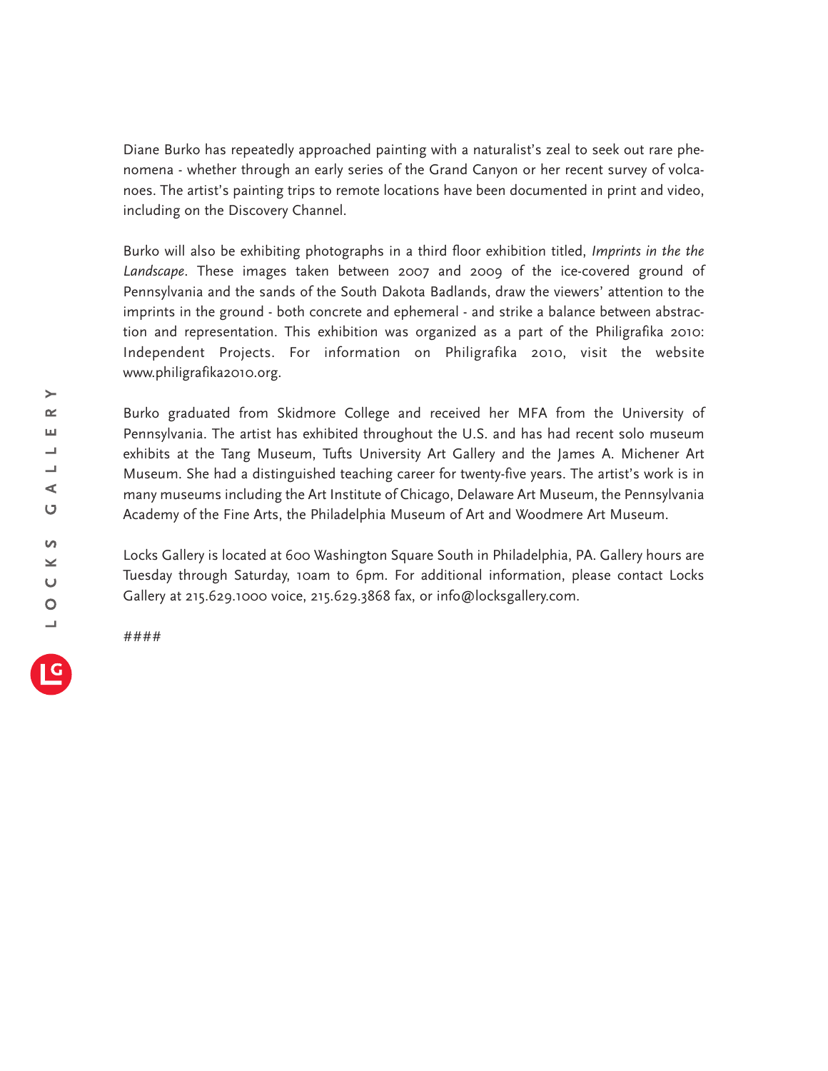Diane Burko has repeatedly approached painting with a naturalist's zeal to seek out rare phenomena - whether through an early series of the Grand Canyon or her recent survey of volcanoes. The artist's painting trips to remote locations have been documented in print and video, including on the Discovery Channel.

Burko will also be exhibiting photographs in a third floor exhibition titled, *Imprints in the the Landscape*. These images taken between 2007 and 2009 of the ice-covered ground of Pennsylvania and the sands of the South Dakota Badlands, draw the viewers' attention to the imprints in the ground - both concrete and ephemeral - and strike a balance between abstraction and representation. This exhibition was organized as a part of the Philigrafika 2010: Independent Projects. For information on Philigrafika 2010, visit the website www.philigrafika2010.org.

Burko graduated from Skidmore College and received her MFA from the University of Pennsylvania. The artist has exhibited throughout the U.S. and has had recent solo museum exhibits at the Tang Museum, Tufts University Art Gallery and the James A. Michener Art Museum. She had a distinguished teaching career for twenty-five years. The artist's work is in many museums including the Art Institute of Chicago, Delaware Art Museum, the Pennsylvania Academy of the Fine Arts, the Philadelphia Museum of Art and Woodmere Art Museum.

Locks Gallery is located at 600 Washington Square South in Philadelphia, PA. Gallery hours are Tuesday through Saturday, 10am to 6pm. For additional information, please contact Locks Gallery at 215.629.1000 voice, 215.629.3868 fax, or info@locksgallery.com.

####